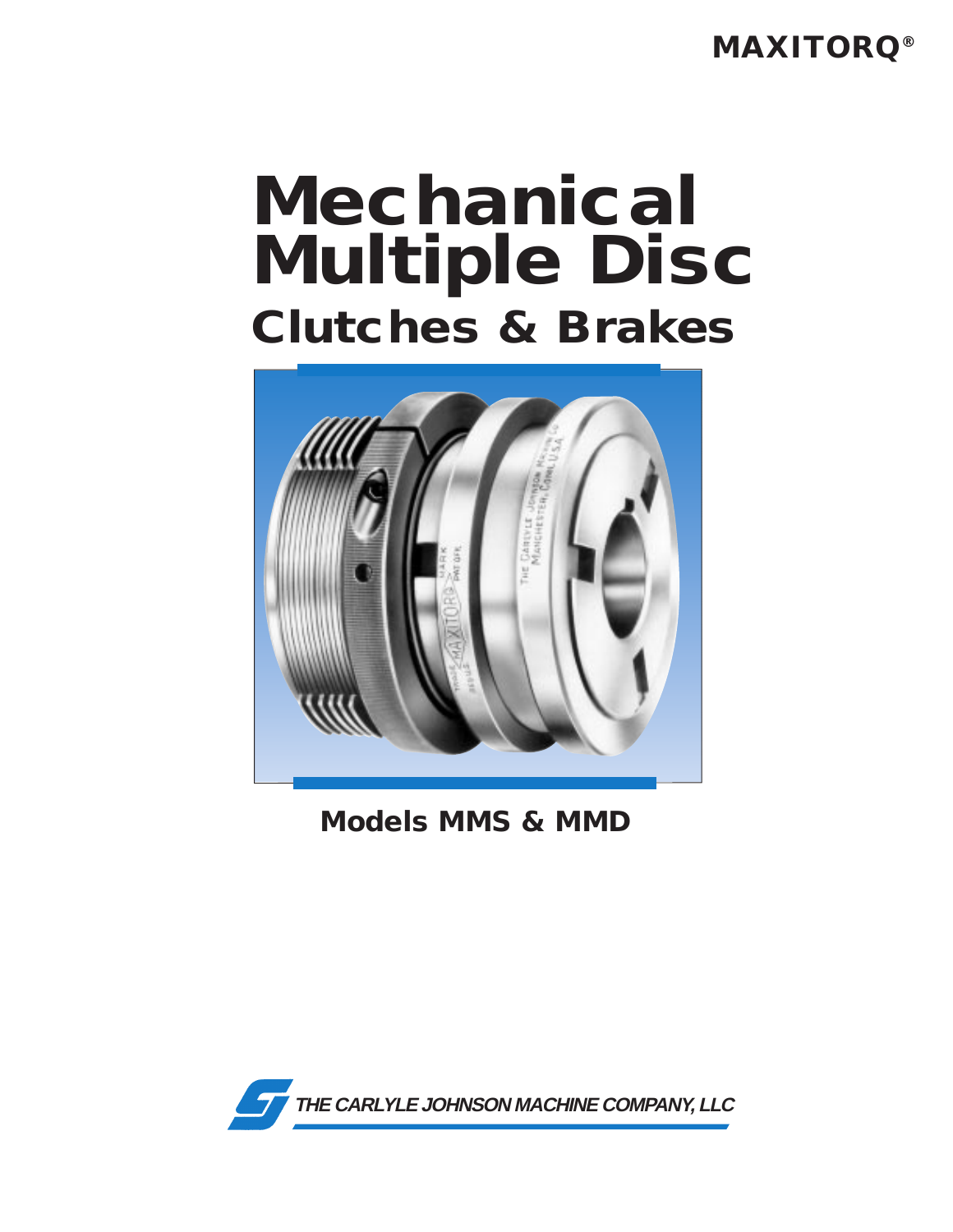MAXITORQ®

# Mechanical Multiple Disc

## Clutches & Brakes

**Models MMS & MMD**

THE CARLYLE JOHNSON MACHINE COMPANY, LLC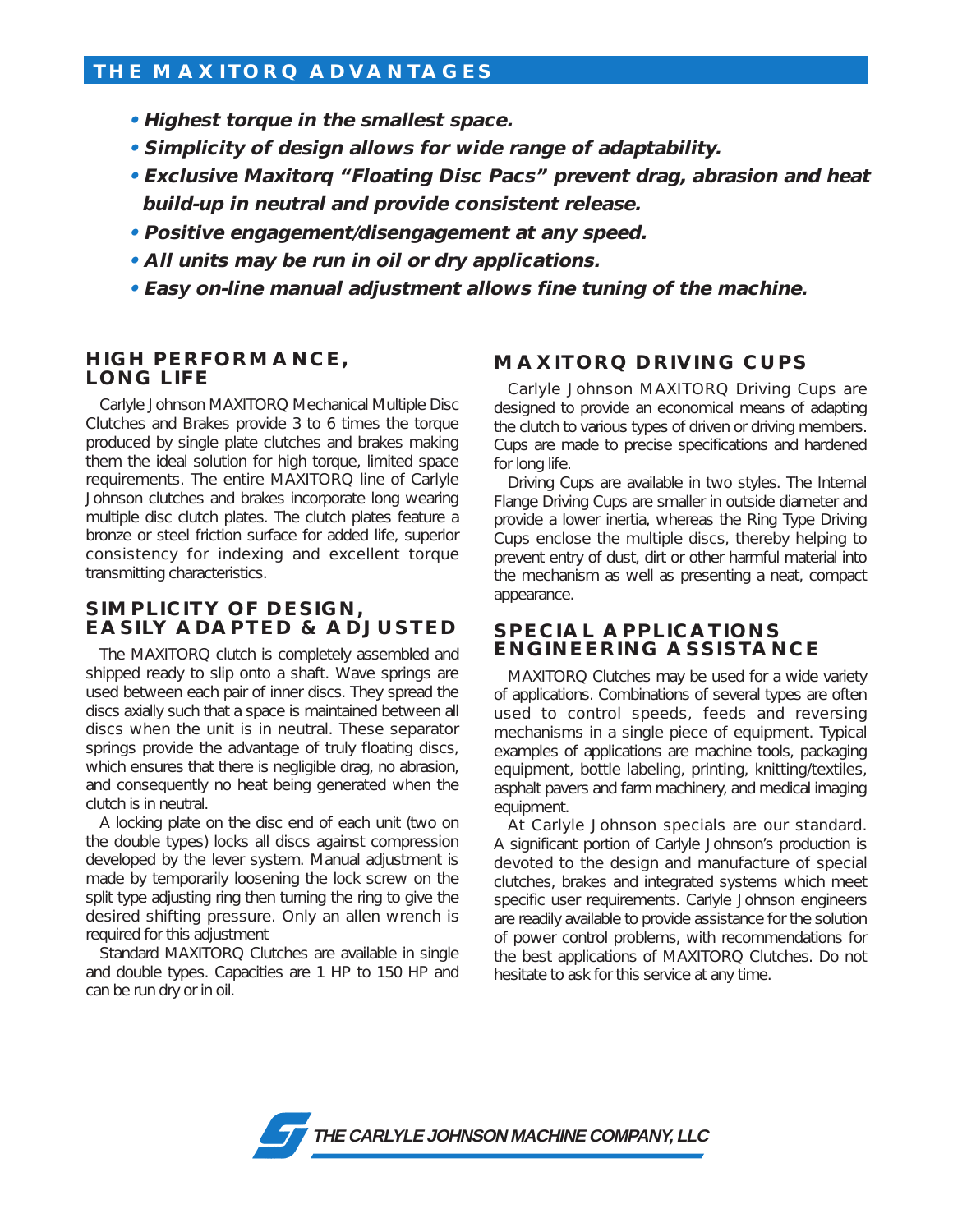## THE MAXITORQ ADVANTAGES

- ***Highest torque in the smallest space.***
- ***Simplicity of design allows for wide range of adaptability.***
- ***Exclusive Maxitorq "Floating Disc Pacs" prevent drag, abrasion and heat build-up in neutral and provide consistent release.***
- ***Positive engagement/disengagement at any speed.***
- ***All units may be run in oil or dry applications.***
- ***Easy on-line manual adjustment allows fine tuning of the machine.***

### HIGH PERFORMANCE, LONG LIFE

Carlyle Johnson MAXITORQ Mechanical Multiple Disc Clutches and Brakes provide 3 to 6 times the torque produced by single plate clutches and brakes making them the ideal solution for high torque, limited space requirements. The entire MAXITORQ line of Carlyle Johnson clutches and brakes incorporate long wearing multiple disc clutch plates. The clutch plates feature a bronze or steel friction surface for added life, superior consistency for indexing and excellent torque transmitting characteristics.

### SIMPLICITY OF DESIGN, EASILY ADAPTED & ADJUSTED

The MAXITORQ clutch is completely assembled and shipped ready to slip onto a shaft. Wave springs are used between each pair of inner discs. They spread the discs axially such that a space is maintained between all discs when the unit is in neutral. These separator springs provide the advantage of truly floating discs, which ensures that there is negligible drag, no abrasion, and consequently no heat being generated when the clutch is in neutral.

A locking plate on the disc end of each unit (two on the double types) locks all discs against compression developed by the lever system. Manual adjustment is made by temporarily loosening the lock screw on the split type adjusting ring then turning the ring to give the desired shifting pressure. Only an allen wrench is required for this adjustment

Standard MAXITORQ Clutches are available in single and double types. Capacities are 1 HP to 150 HP and can be run dry or in oil.

### MAXITORQ DRIVING CUPS

Carlyle Johnson MAXITORQ Driving Cups are designed to provide an economical means of adapting the clutch to various types of driven or driving members. Cups are made to precise specifications and hardened for long life.

Driving Cups are available in two styles. The Internal Flange Driving Cups are smaller in outside diameter and provide a lower inertia, whereas the Ring Type Driving Cups enclose the multiple discs, thereby helping to prevent entry of dust, dirt or other harmful material into the mechanism as well as presenting a neat, compact appearance.

### SPECIAL APPLICATIONS ENGINEERING ASSISTANCE

MAXITORQ Clutches may be used for a wide variety of applications. Combinations of several types are often used to control speeds, feeds and reversing mechanisms in a single piece of equipment. Typical examples of applications are machine tools, packaging equipment, bottle labeling, printing, knitting/textiles, asphalt pavers and farm machinery, and medical imaging equipment.

At Carlyle Johnson specials are our standard. A significant portion of Carlyle Johnson's production is devoted to the design and manufacture of special clutches, brakes and integrated systems which meet specific user requirements. Carlyle Johnson engineers are readily available to provide assistance for the solution of power control problems, with recommendations for the best applications of MAXITORQ Clutches. Do not hesitate to ask for this service at any time.

***THE CARLYLE JOHNSON MACHINE COMPANY, LLC***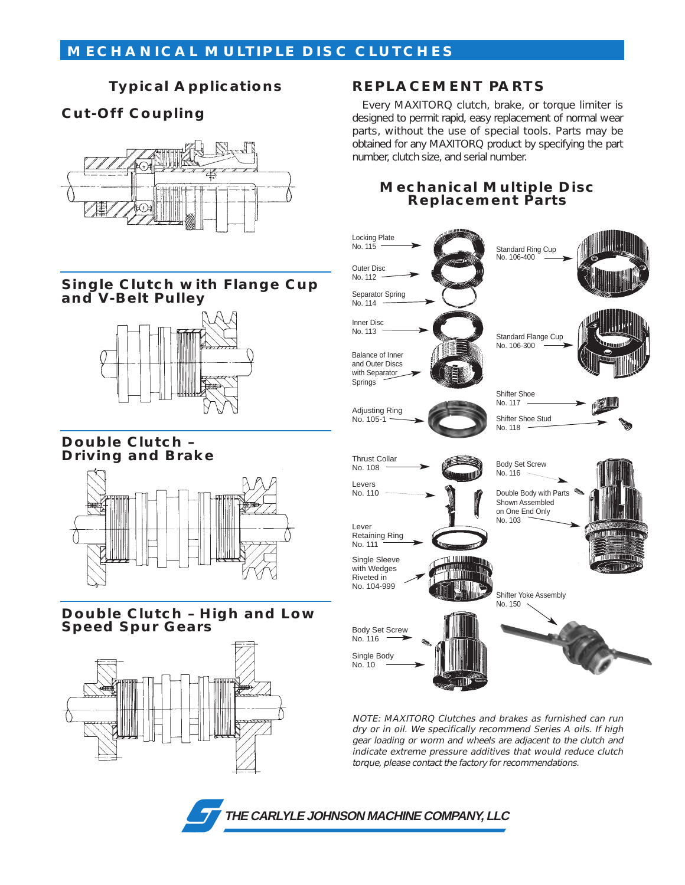# MECHANICAL MULTIPLE DISC CLUTCHES

## Typical Applications

### Cut-Off Coupling

### Single Clutch with Flange Cup and V-Belt Pulley

### Double Clutch – Driving and Brake

### Double Clutch – High and Low Speed Spur Gears

## REPLACEMENT PARTS

Every MAXITORQ clutch, brake, or torque limiter is designed to permit rapid, easy replacement of normal wear parts, without the use of special tools. Parts may be obtained for any MAXITORQ product by specifying the part number, clutch size, and serial number.

### Mechanical Multiple Disc Replacement Parts

- Locking Plate No. 115
- Outer Disc No. 112
- Separator Spring No. 114
- Inner Disc No. 113
- Balance of Inner and Outer Discs with Separator Springs
- Adjusting Ring No. 105-1
- Thrust Collar No. 108
- Levers No. 110
- Lever Retaining Ring No. 111
- Single Sleeve with Wedges Riveted in No. 104-999
- Body Set Screw No. 116
- Single Body No. 10
- Standard Ring Cup No. 106-400
- Standard Flange Cup No. 106-300
- Shifter Shoe No. 117
- Shifter Shoe Stud No. 118
- Body Set Screw No. 116
- Double Body with Parts Shown Assembled on One End Only No. 103
- Shifter Yoke Assembly No. 150

*NOTE: MAXITORQ Clutches and brakes as furnished can run dry or in oil. We specifically recommend Series A oils. If high gear loading or worm and wheels are adjacent to the clutch and indicate extreme pressure additives that would reduce clutch torque, please contact the factory for recommendations.*

THE CARLYLE JOHNSON MACHINE COMPANY, LLC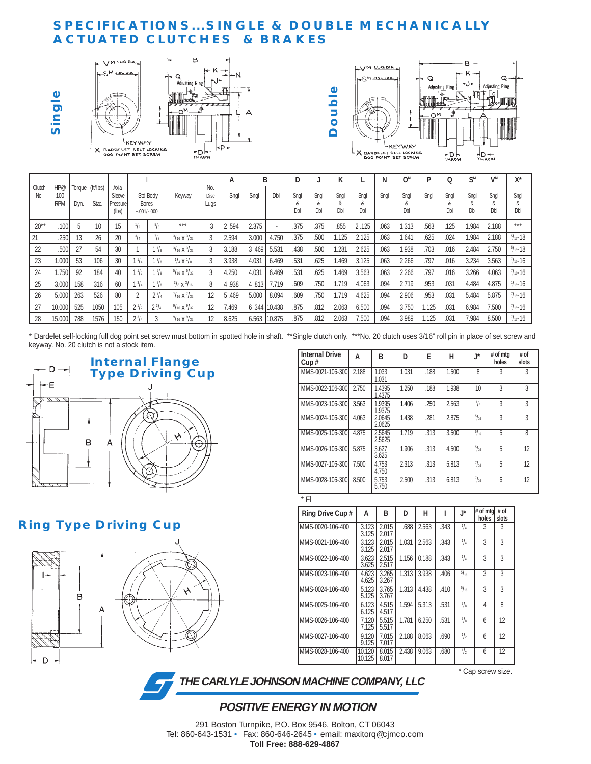# SPECIFICATIONS...SINGLE & DOUBLE MECHANICALLY ACTUATED CLUTCHES & BRAKES

Single

M LUG DIA
M DISC DIA
KEYWAY
X DARDELET SELF LOCKING DOG POINT SET SCREW
B
Q
K
J
N
Adjusting Ring
O
L
A
P
D THROW

Double

M LUG DIA
M DISC DIA
KEYWAY
X DARDELET SELF LOCKING DOG POINT SET SCREW
B
K
Q
J
Adjusting Ring
Adjusting Ring
O
A
D THROW
D THROW

| Clutch No. | HP@ 100 RPM | Torque (ft/lbs) Dyn. | Torque (ft/lbs) Stat. | Axial Sleeve Pressure (lbs) | I Std Body | I Bores +.001/-.000 | Keyway | No. Disc Lugs | A Sngl | B Sngl | B Dbl | D Sngl & Dbl | J Sngl & Dbl | K Sngl & Dbl | L Sngl & Dbl | N Sngl | O^M Sngl & Dbl | P Sngl | Q Sngl & Dbl | S^M Sngl & Dbl | V^M Sngl & Dbl | X* Sngl & Dbl |
|---|---|---|---|---|---|---|---|---|---|---|---|---|---|---|---|---|---|---|---|---|---|---|
| 20** | .100 | 5 | 10 | 15 | 1/2 | 5/8 | *** | 3 | 2.594 | 2.375 | - | .375 | .375 | .855 | 2.125 | .063 | 1.313 | .563 | .125 | 1.984 | 2.188 | *** |
| 21 | .250 | 13 | 26 | 20 | 3/4 | 7/8 | 3/16 x 3/32 | 3 | 2.594 | 3.000 | 4.750 | .375 | .500 | 1.125 | 2.125 | .063 | 1.641 | .625 | .024 | 1.984 | 2.188 | 5/16-18 |
| 22 | .500 | 27 | 54 | 30 | 1 | 1 1/8 | 3/16 x 3/32 | 3 | 3.188 | 3.469 | 5.531 | .438 | .500 | 1.281 | 2.625 | .063 | 1.938 | .703 | .016 | 2.484 | 2.750 | 5/16-18 |
| 23 | 1.000 | 53 | 106 | 30 | 1 1/4 | 1 3/8 | 1/4 x 1/8 | 3 | 3.938 | 4.031 | 6.469 | .531 | .625 | 1.469 | 3.125 | .063 | 2.266 | .797 | .016 | 3.234 | 3.563 | 7/16-16 |
| 24 | 1.750 | 92 | 184 | 40 | 1 1/2 | 1 5/8 | 5/16 x 5/32 | 3 | 4.250 | 4.031 | 6.469 | .531 | .625 | 1.469 | 3.563 | .063 | 2.266 | .797 | .016 | 3.266 | 4.063 | 7/16-16 |
| 25 | 3.000 | 158 | 316 | 60 | 1 3/4 | 1 7/8 | 3/8 x 3/16 | 8 | 4.938 | 4.813 | 7.719 | .609 | .750 | 1.719 | 4.063 | .094 | 2.719 | .953 | .031 | 4.484 | 4.875 | 7/16-16 |
| 26 | 5.000 | 263 | 526 | 80 | 2 | 2 1/4 | 7/16 x 7/32 | 12 | 5.469 | 5.000 | 8.094 | .609 | .750 | 1.719 | 4.625 | .094 | 2.906 | .953 | .031 | 5.484 | 5.875 | 7/16-16 |
| 27 | 10.000 | 525 | 1050 | 105 | 2 1/2 | 2 3/4 | 9/16 x 9/32 | 12 | 7.469 | 6.344 | 10.438 | .875 | .812 | 2.063 | 6.500 | .094 | 3.750 | 1.125 | .031 | 6.984 | 7.500 | 7/16-16 |
| 28 | 15.000 | 788 | 1576 | 150 | 2 3/4 | 3 | 9/16 x 9/32 | 12 | 8.625 | 6.563 | 10.875 | .875 | .812 | 2.063 | 7.500 | .094 | 3.989 | 1.125 | .031 | 7.984 | 8.500 | 7/16-16 |

\* Dardelet self-locking full dog point set screw must bottom in spotted hole in shaft. **Single clutch only. ***No. 20 clutch uses 3/16" roll pin in place of set screw and keyway. No. 20 clutch is not a stock item.

## Internal Flange Type Driving Cup

D
E
J
B
A
H

| Internal Drive Cup # | A | B | D | E | H | J* | # of mtg holes | # of slots |
|---|---|---|---|---|---|---|---|---|
| MMS-0021-106-300 | 2.188 | 1.033 1.031 | 1.031 | .188 | 1.500 | 8 | 3 | 3 |
| MMS-0022-106-300 | 2.750 | 1.4395 1.4375 | 1.250 | .188 | 1.938 | 10 | 3 | 3 |
| MMS-0023-106-300 | 3.563 | 1.9395 1.9375 | 1.406 | .250 | 2.563 | 1/4 | 3 | 3 |
| MMS-0024-106-300 | 4.063 | 2.0645 2.0625 | 1.438 | .281 | 2.875 | 5/16 | 3 | 3 |
| MMS-0025-106-300 | 4.875 | 2.5645 2.5625 | 1.719 | .313 | 3.500 | 5/16 | 5 | 8 |
| MMS-0026-106-300 | 5.875 | 3.627 3.625 | 1.906 | .313 | 4.500 | 5/16 | 5 | 12 |
| MMS-0027-106-300 | 7.500 | 4.753 4.750 | 2.313 | .313 | 5.813 | 7/16 | 5 | 12 |
| MMS-0028-106-300 | 8.500 | 5.753 5.750 | 2.500 | .313 | 6.813 | 7/16 | 6 | 12 |

\* Fl

## Ring Type Driving Cup

J
I
B
A
H
D

| Ring Drive Cup # | A | B | D | H | I | J* | # of mtg holes | # of slots |
|---|---|---|---|---|---|---|---|---|
| MMS-0020-106-400 | 3.123 3.125 | 2.015 2.017 | .688 | 2.563 | .343 | 1/4 | 3 | 3 |
| MMS-0021-106-400 | 3.123 3.125 | 2.015 2.017 | 1.031 | 2.563 | .343 | 1/4 | 3 | 3 |
| MMS-0022-106-400 | 3.623 3.625 | 2.515 2.517 | 1.156 | 0.188 | .343 | 1/4 | 3 | 3 |
| MMS-0023-106-400 | 4.623 4.625 | 3.265 3.267 | 1.313 | 3.938 | .406 | 5/16 | 3 | 3 |
| MMS-0024-106-400 | 5.123 5.125 | 3.765 3.767 | 1.313 | 4.438 | .410 | 5/16 | 3 | 3 |
| MMS-0025-106-400 | 6.123 6.125 | 4.515 4.517 | 1.594 | 5.313 | .531 | 3/8 | 4 | 8 |
| MMS-0026-106-400 | 7.120 7.125 | 5.515 5.517 | 1.781 | 6.250 | .531 | 3/8 | 6 | 12 |
| MMS-0027-106-400 | 9.120 9.125 | 7.015 7.017 | 2.188 | 8.063 | .690 | 1/2 | 6 | 12 |
| MMS-0028-106-400 | 10.120 10.125 | 8.015 8.017 | 2.438 | 9.063 | .680 | 1/2 | 6 | 12 |

\* Cap screw size.

***THE CARLYLE JOHNSON MACHINE COMPANY, LLC***

***POSITIVE ENERGY IN MOTION***

291 Boston Turnpike, P.O. Box 9546, Bolton, CT 06043
Tel: 860-643-1531 • Fax: 860-646-2645 • email: maxitorq@cjmco.com
**Toll Free: 888-629-4867**